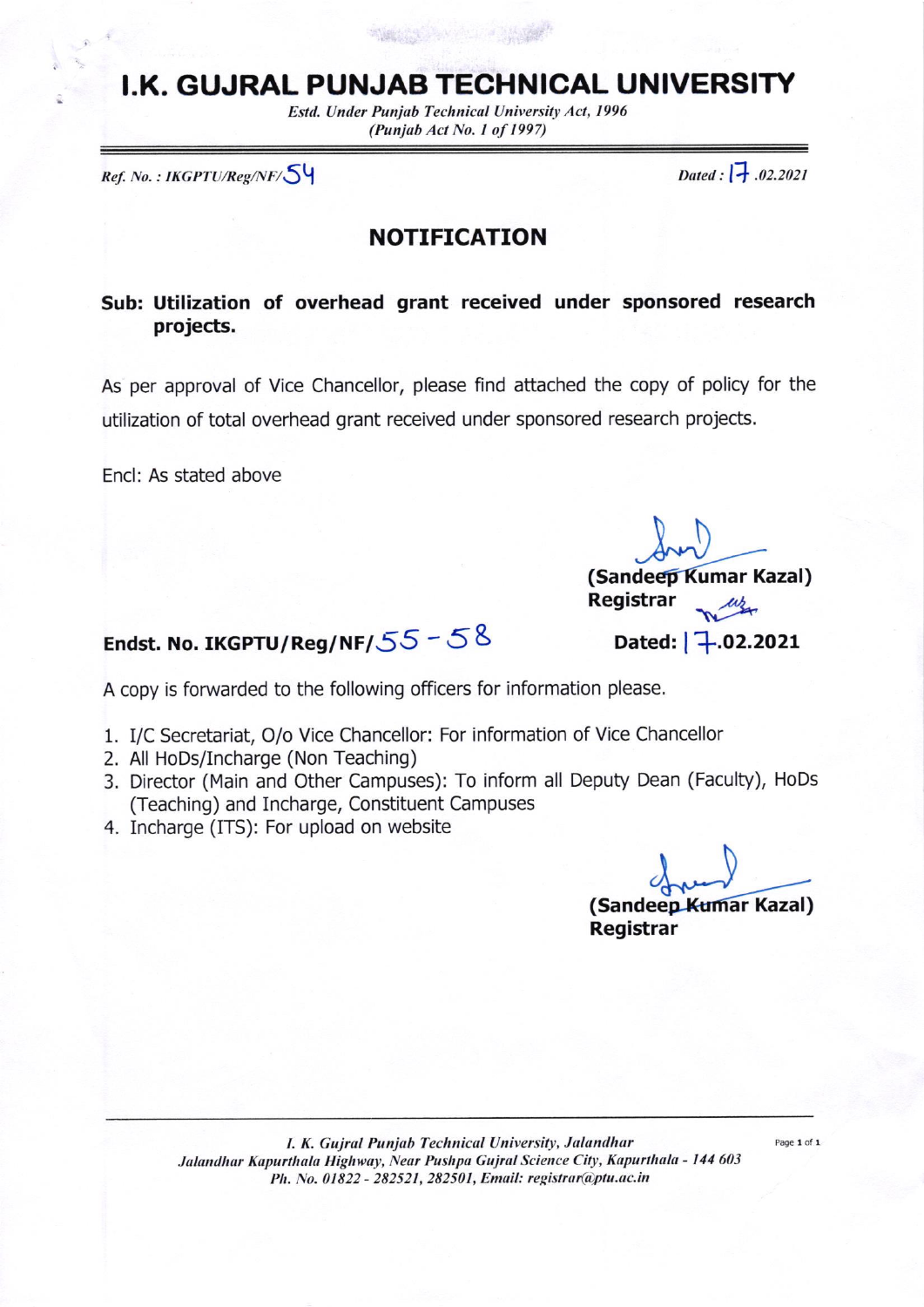# I.K. GUJRAL PUNJAB TECHNICAL UNIVERSITY

*Estd. Under Punjab Technical University Act, 1996*
*(Punjab Act No. 1 of 1997)*

*Ref. No. : IKGPTU/Reg/NF/54* *Dated : 17.02.2021*

## NOTIFICATION

**Sub: Utilization of overhead grant received under sponsored research projects.**

As per approval of Vice Chancellor, please find attached the copy of policy for the utilization of total overhead grant received under sponsored research projects.

Encl: As stated above

**(Sandeep Kumar Kazal)**
**Registrar**

**Endst. No. IKGPTU/Reg/NF/55 - 58** **Dated: 17.02.2021**

A copy is forwarded to the following officers for information please.

1. I/C Secretariat, O/o Vice Chancellor: For information of Vice Chancellor
2. All HoDs/Incharge (Non Teaching)
3. Director (Main and Other Campuses): To inform all Deputy Dean (Faculty), HoDs (Teaching) and Incharge, Constituent Campuses
4. Incharge (ITS): For upload on website

**(Sandeep Kumar Kazal)**
**Registrar**

*I. K. Gujral Punjab Technical University, Jalandhar*
*Jalandhar Kapurthala Highway, Near Pushpa Gujral Science City, Kapurthala - 144 603*
*Ph. No. 01822 - 282521, 282501, Email: registrar@ptu.ac.in*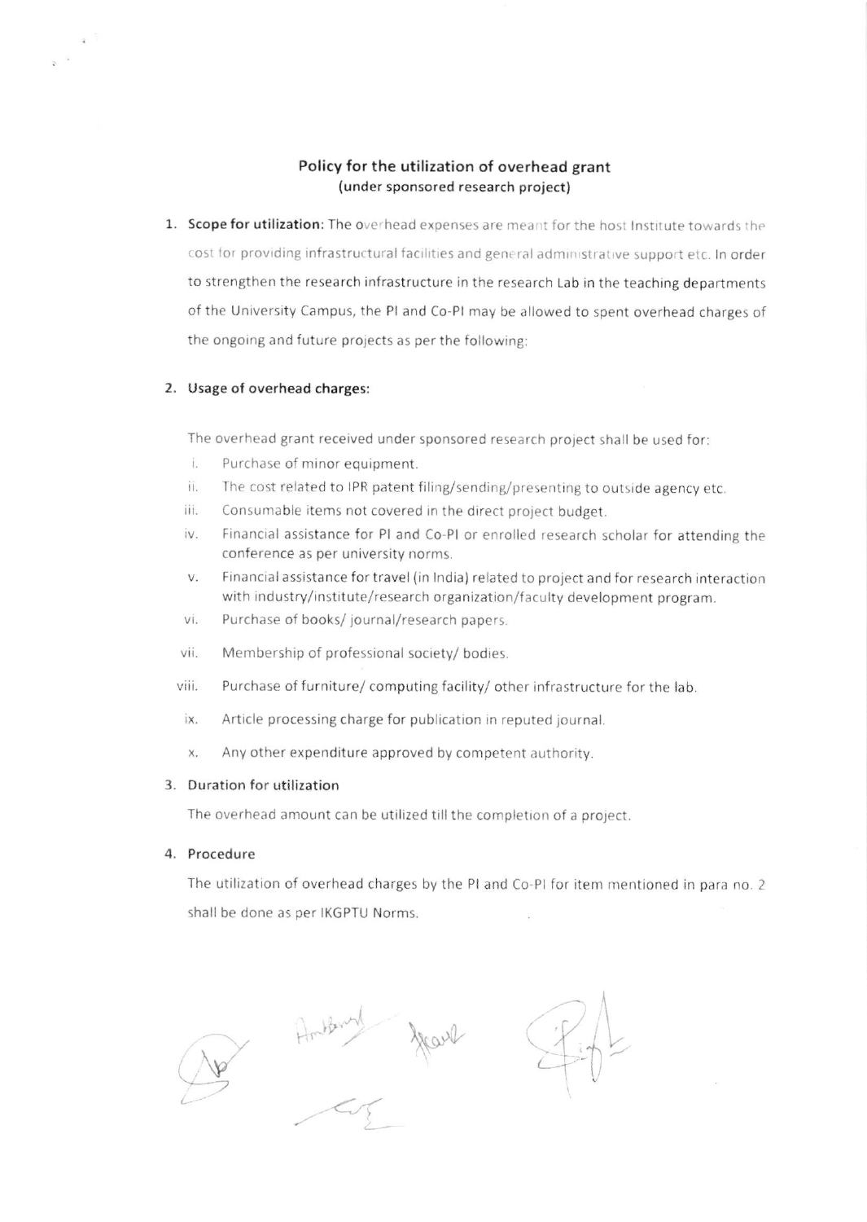# Policy for the utilization of overhead grant

(under sponsored research project)

1. **Scope for utilization:** The overhead expenses are meant for the host Institute towards the cost for providing infrastructural facilities and general administrative support etc. In order to strengthen the research infrastructure in the research Lab in the teaching departments of the University Campus, the PI and Co-PI may be allowed to spent overhead charges of the ongoing and future projects as per the following:

2. **Usage of overhead charges:**

   The overhead grant received under sponsored research project shall be used for:

   i. Purchase of minor equipment.
   ii. The cost related to IPR patent filing/sending/presenting to outside agency etc.
   iii. Consumable items not covered in the direct project budget.
   iv. Financial assistance for PI and Co-PI or enrolled research scholar for attending the conference as per university norms.
   v. Financial assistance for travel (in India) related to project and for research interaction with industry/institute/research organization/faculty development program.
   vi. Purchase of books/ journal/research papers.
   vii. Membership of professional society/ bodies.
   viii. Purchase of furniture/ computing facility/ other infrastructure for the lab.
   ix. Article processing charge for publication in reputed journal.
   x. Any other expenditure approved by competent authority.

3. **Duration for utilization**

   The overhead amount can be utilized till the completion of a project.

4. **Procedure**

   The utilization of overhead charges by the PI and Co-PI for item mentioned in para no. 2 shall be done as per IKGPTU Norms.